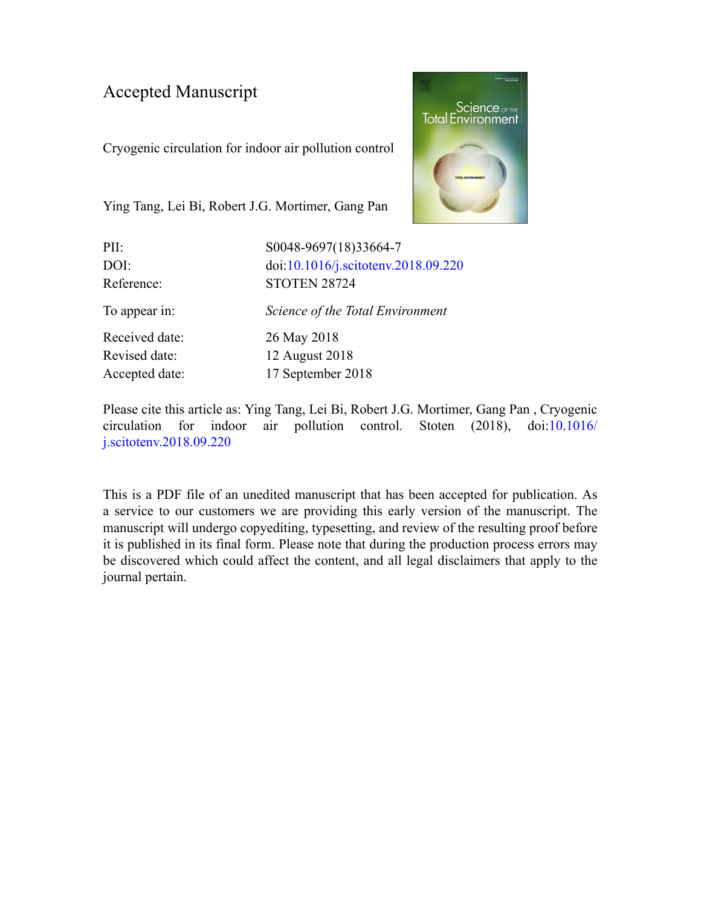Accepted Manuscript

Cryogenic circulation for indoor air pollution control

Ying Tang, Lei Bi, Robert J.G. Mortimer, Gang Pan

| | |
|---|---|
| PII: | S0048-9697(18)33664-7 |
| DOI: | doi:10.1016/j.scitotenv.2018.09.220 |
| Reference: | STOTEN 28724 |
| To appear in: | *Science of the Total Environment* |
| Received date: | 26 May 2018 |
| Revised date: | 12 August 2018 |
| Accepted date: | 17 September 2018 |

Please cite this article as: Ying Tang, Lei Bi, Robert J.G. Mortimer, Gang Pan , Cryogenic circulation for indoor air pollution control. Stoten (2018), doi:10.1016/j.scitotenv.2018.09.220

This is a PDF file of an unedited manuscript that has been accepted for publication. As a service to our customers we are providing this early version of the manuscript. The manuscript will undergo copyediting, typesetting, and review of the resulting proof before it is published in its final form. Please note that during the production process errors may be discovered which could affect the content, and all legal disclaimers that apply to the journal pertain.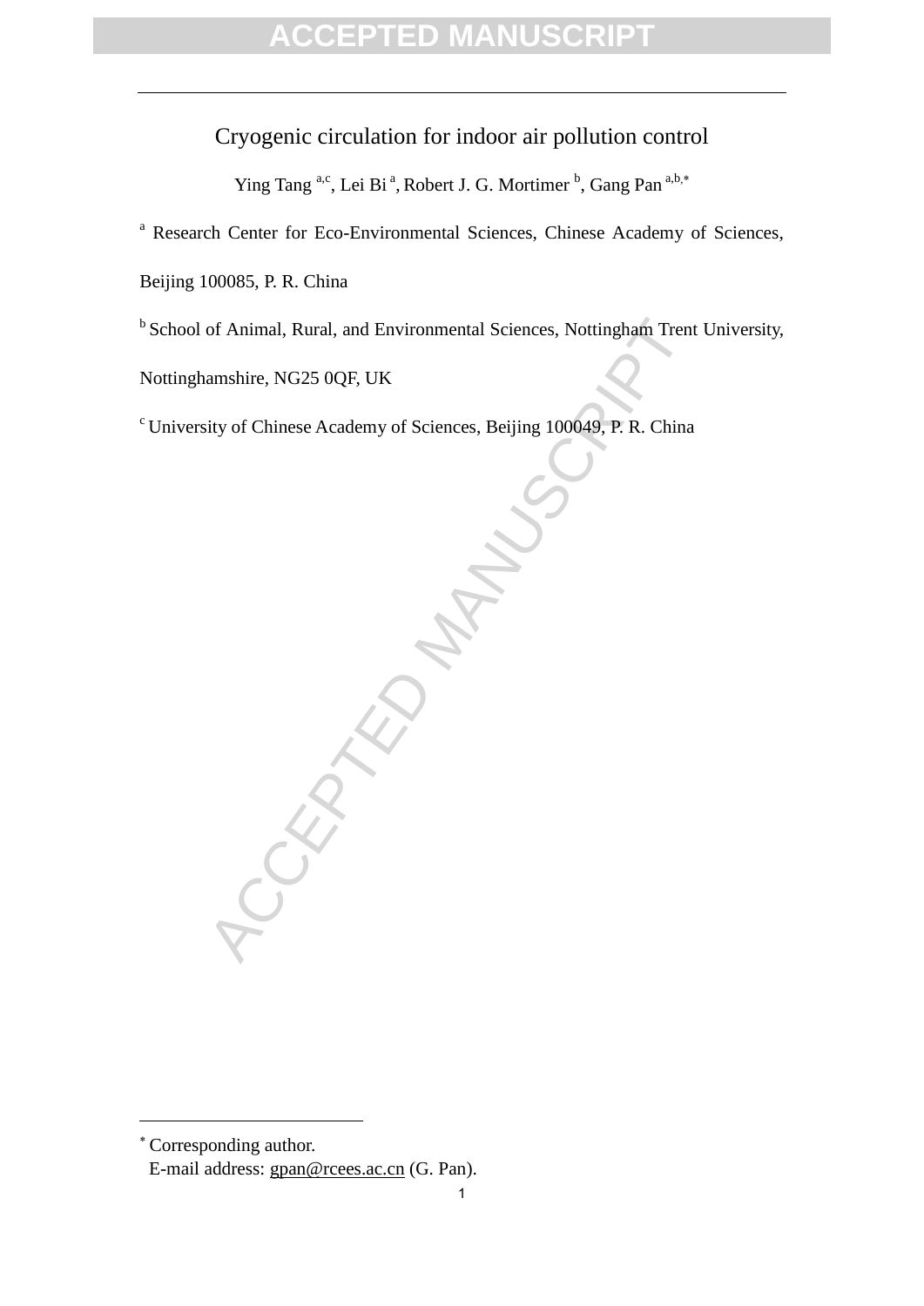# Cryogenic circulation for indoor air pollution control

Ying Tang [a,c], Lei Bi [a], Robert J. G. Mortimer [b], Gang Pan [a,b,*]

[a] Research Center for Eco-Environmental Sciences, Chinese Academy of Sciences, Beijing 100085, P. R. China

[b] School of Animal, Rural, and Environmental Sciences, Nottingham Trent University, Nottinghamshire, NG25 0QF, UK

[c] University of Chinese Academy of Sciences, Beijing 100049, P. R. China

---

[*] Corresponding author.
E-mail address: gpan@rcees.ac.cn (G. Pan).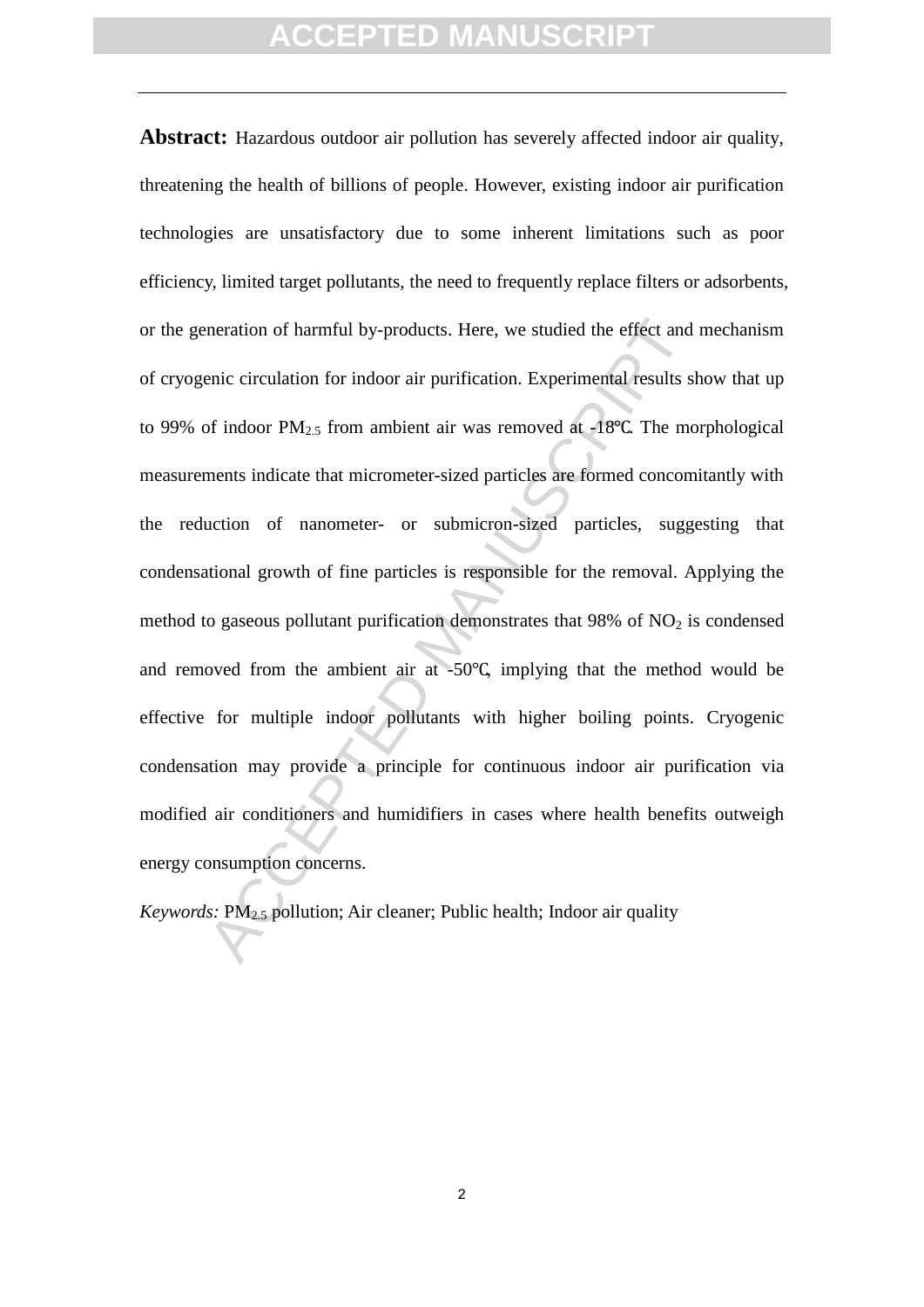**Abstract:** Hazardous outdoor air pollution has severely affected indoor air quality, threatening the health of billions of people. However, existing indoor air purification technologies are unsatisfactory due to some inherent limitations such as poor efficiency, limited target pollutants, the need to frequently replace filters or adsorbents, or the generation of harmful by-products. Here, we studied the effect and mechanism of cryogenic circulation for indoor air purification. Experimental results show that up to 99% of indoor $PM_{2.5}$ from ambient air was removed at -18℃. The morphological measurements indicate that micrometer-sized particles are formed concomitantly with the reduction of nanometer- or submicron-sized particles, suggesting that condensational growth of fine particles is responsible for the removal. Applying the method to gaseous pollutant purification demonstrates that 98% of $NO_2$ is condensed and removed from the ambient air at -50℃, implying that the method would be effective for multiple indoor pollutants with higher boiling points. Cryogenic condensation may provide a principle for continuous indoor air purification via modified air conditioners and humidifiers in cases where health benefits outweigh energy consumption concerns.

*Keywords:* $PM_{2.5}$ pollution; Air cleaner; Public health; Indoor air quality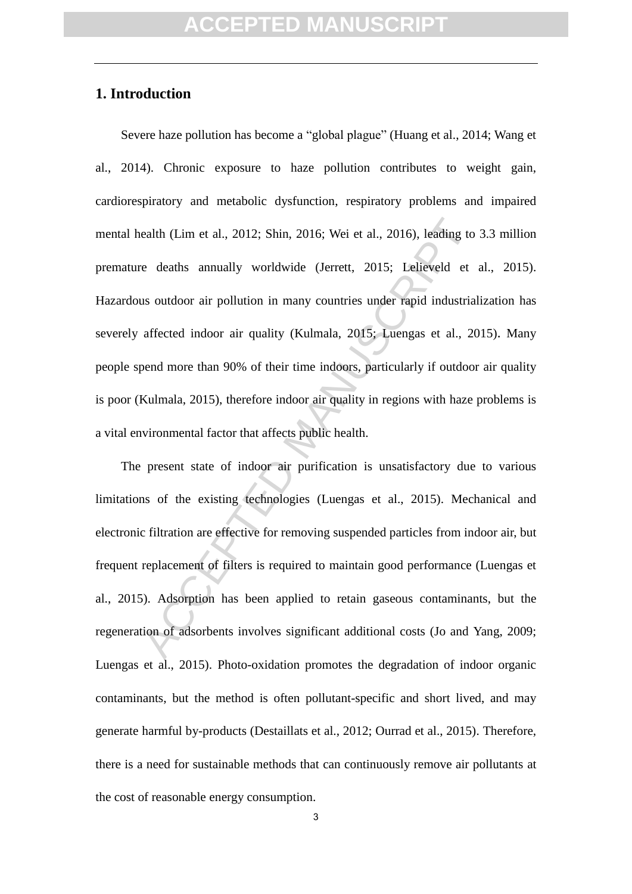# 1. Introduction

Severe haze pollution has become a "global plague" (Huang et al., 2014; Wang et al., 2014). Chronic exposure to haze pollution contributes to weight gain, cardiorespiratory and metabolic dysfunction, respiratory problems and impaired mental health (Lim et al., 2012; Shin, 2016; Wei et al., 2016), leading to 3.3 million premature deaths annually worldwide (Jerrett, 2015; Lelieveld et al., 2015). Hazardous outdoor air pollution in many countries under rapid industrialization has severely affected indoor air quality (Kulmala, 2015; Luengas et al., 2015). Many people spend more than 90% of their time indoors, particularly if outdoor air quality is poor (Kulmala, 2015), therefore indoor air quality in regions with haze problems is a vital environmental factor that affects public health.

The present state of indoor air purification is unsatisfactory due to various limitations of the existing technologies (Luengas et al., 2015). Mechanical and electronic filtration are effective for removing suspended particles from indoor air, but frequent replacement of filters is required to maintain good performance (Luengas et al., 2015). Adsorption has been applied to retain gaseous contaminants, but the regeneration of adsorbents involves significant additional costs (Jo and Yang, 2009; Luengas et al., 2015). Photo-oxidation promotes the degradation of indoor organic contaminants, but the method is often pollutant-specific and short lived, and may generate harmful by-products (Destaillats et al., 2012; Ourrad et al., 2015). Therefore, there is a need for sustainable methods that can continuously remove air pollutants at the cost of reasonable energy consumption.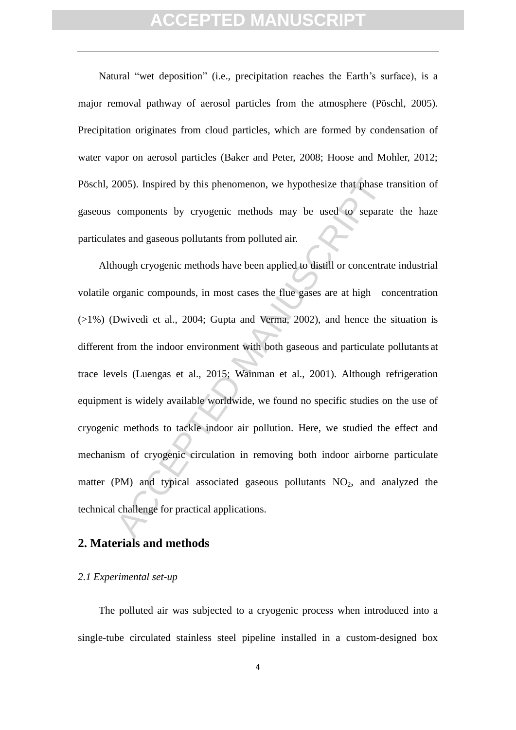Natural “wet deposition” (i.e., precipitation reaches the Earth’s surface), is a major removal pathway of aerosol particles from the atmosphere (Pöschl, 2005). Precipitation originates from cloud particles, which are formed by condensation of water vapor on aerosol particles (Baker and Peter, 2008; Hoose and Mohler, 2012; Pöschl, 2005). Inspired by this phenomenon, we hypothesize that phase transition of gaseous components by cryogenic methods may be used to separate the haze particulates and gaseous pollutants from polluted air.

Although cryogenic methods have been applied to distill or concentrate industrial volatile organic compounds, in most cases the flue gases are at high concentration (>1%) (Dwivedi et al., 2004; Gupta and Verma, 2002), and hence the situation is different from the indoor environment with both gaseous and particulate pollutants at trace levels (Luengas et al., 2015; Wainman et al., 2001). Although refrigeration equipment is widely available worldwide, we found no specific studies on the use of cryogenic methods to tackle indoor air pollution. Here, we studied the effect and mechanism of cryogenic circulation in removing both indoor airborne particulate matter (PM) and typical associated gaseous pollutants $NO_2$, and analyzed the technical challenge for practical applications.

## 2. Materials and methods

*2.1 Experimental set-up*

The polluted air was subjected to a cryogenic process when introduced into a single-tube circulated stainless steel pipeline installed in a custom-designed box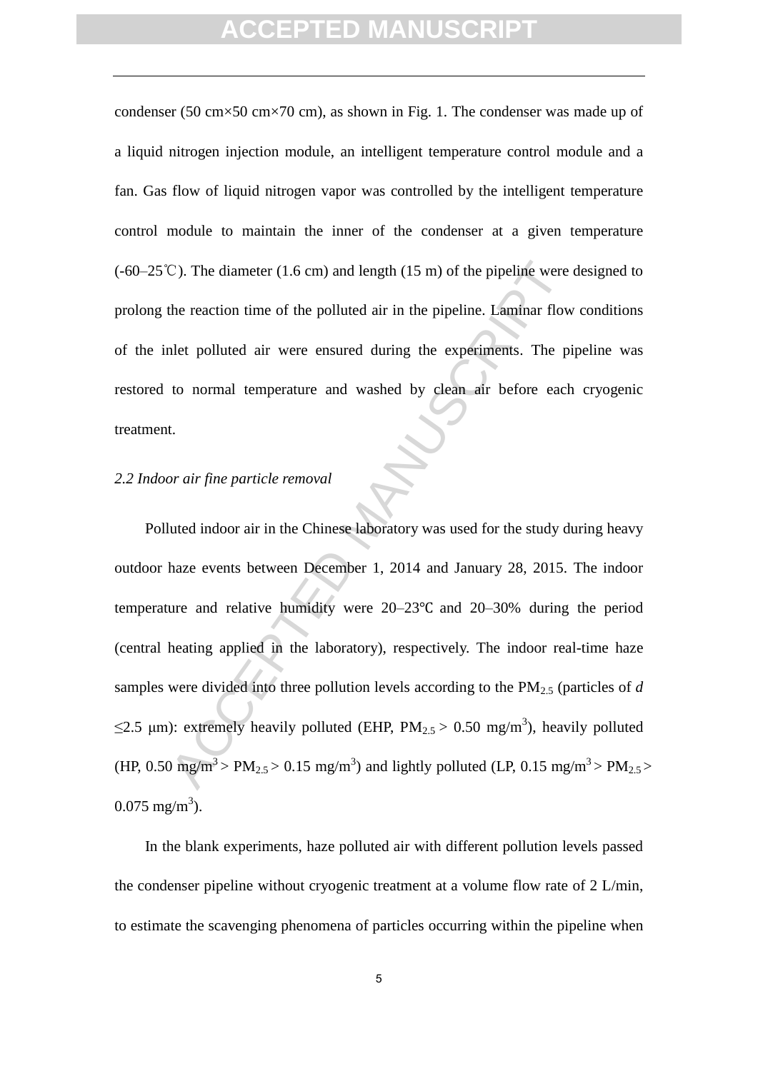condenser (50 cm×50 cm×70 cm), as shown in Fig. 1. The condenser was made up of a liquid nitrogen injection module, an intelligent temperature control module and a fan. Gas flow of liquid nitrogen vapor was controlled by the intelligent temperature control module to maintain the inner of the condenser at a given temperature (-60–25℃). The diameter (1.6 cm) and length (15 m) of the pipeline were designed to prolong the reaction time of the polluted air in the pipeline. Laminar flow conditions of the inlet polluted air were ensured during the experiments. The pipeline was restored to normal temperature and washed by clean air before each cryogenic treatment.

*2.2 Indoor air fine particle removal*

Polluted indoor air in the Chinese laboratory was used for the study during heavy outdoor haze events between December 1, 2014 and January 28, 2015. The indoor temperature and relative humidity were 20–23℃ and 20–30% during the period (central heating applied in the laboratory), respectively. The indoor real-time haze samples were divided into three pollution levels according to the $PM_{2.5}$ (particles of $d \leq 2.5$ μm): extremely heavily polluted (EHP, $PM_{2.5} > 0.50$ mg/m$^3$), heavily polluted (HP, 0.50 mg/m$^3$ > $PM_{2.5}$ > 0.15 mg/m$^3$) and lightly polluted (LP, 0.15 mg/m$^3$ > $PM_{2.5}$ > 0.075 mg/m$^3$).

In the blank experiments, haze polluted air with different pollution levels passed the condenser pipeline without cryogenic treatment at a volume flow rate of 2 L/min, to estimate the scavenging phenomena of particles occurring within the pipeline when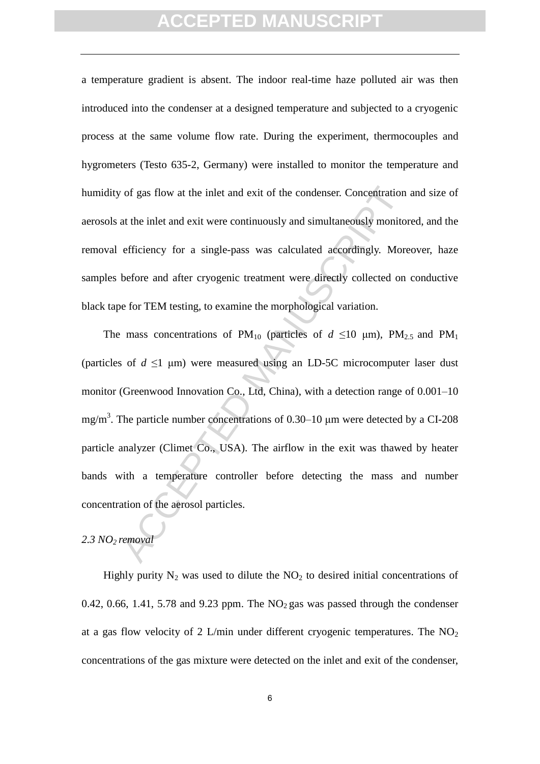a temperature gradient is absent. The indoor real-time haze polluted air was then introduced into the condenser at a designed temperature and subjected to a cryogenic process at the same volume flow rate. During the experiment, thermocouples and hygrometers (Testo 635-2, Germany) were installed to monitor the temperature and humidity of gas flow at the inlet and exit of the condenser. Concentration and size of aerosols at the inlet and exit were continuously and simultaneously monitored, and the removal efficiency for a single-pass was calculated accordingly. Moreover, haze samples before and after cryogenic treatment were directly collected on conductive black tape for TEM testing, to examine the morphological variation.

The mass concentrations of $PM_{10}$ (particles of $d \leq 10$ μm), $PM_{2.5}$ and $PM_1$ (particles of $d \leq 1$ μm) were measured using an LD-5C microcomputer laser dust monitor (Greenwood Innovation Co., Ltd, China), with a detection range of 0.001–10 mg/m$^3$. The particle number concentrations of 0.30–10 μm were detected by a CI-208 particle analyzer (Climet Co., USA). The airflow in the exit was thawed by heater bands with a temperature controller before detecting the mass and number concentration of the aerosol particles.

### *2.3 $NO_2$ removal*

Highly purity $N_2$ was used to dilute the $NO_2$ to desired initial concentrations of 0.42, 0.66, 1.41, 5.78 and 9.23 ppm. The $NO_2$ gas was passed through the condenser at a gas flow velocity of 2 L/min under different cryogenic temperatures. The $NO_2$ concentrations of the gas mixture were detected on the inlet and exit of the condenser,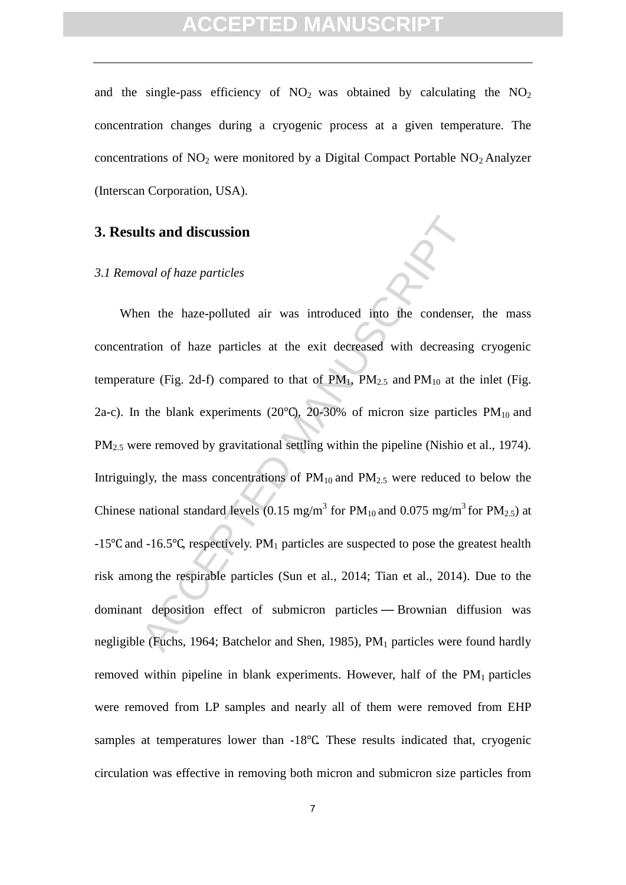and the single-pass efficiency of $NO_2$ was obtained by calculating the $NO_2$ concentration changes during a cryogenic process at a given temperature. The concentrations of $NO_2$ were monitored by a Digital Compact Portable $NO_2$ Analyzer (Interscan Corporation, USA).

## 3. Results and discussion

### *3.1 Removal of haze particles*

When the haze-polluted air was introduced into the condenser, the mass concentration of haze particles at the exit decreased with decreasing cryogenic temperature (Fig. 2d-f) compared to that of $PM_1$, $PM_{2.5}$ and $PM_{10}$ at the inlet (Fig. 2a-c). In the blank experiments (20℃), 20-30% of micron size particles $PM_{10}$ and $PM_{2.5}$ were removed by gravitational settling within the pipeline (Nishio et al., 1974). Intriguingly, the mass concentrations of $PM_{10}$ and $PM_{2.5}$ were reduced to below the Chinese national standard levels (0.15 mg/$m^3$ for $PM_{10}$ and 0.075 mg/$m^3$ for $PM_{2.5}$) at -15℃ and -16.5℃, respectively. $PM_1$ particles are suspected to pose the greatest health risk among the respirable particles (Sun et al., 2014; Tian et al., 2014). Due to the dominant deposition effect of submicron particles — Brownian diffusion was negligible (Fuchs, 1964; Batchelor and Shen, 1985), $PM_1$ particles were found hardly removed within pipeline in blank experiments. However, half of the $PM_1$ particles were removed from LP samples and nearly all of them were removed from EHP samples at temperatures lower than -18℃. These results indicated that, cryogenic circulation was effective in removing both micron and submicron size particles from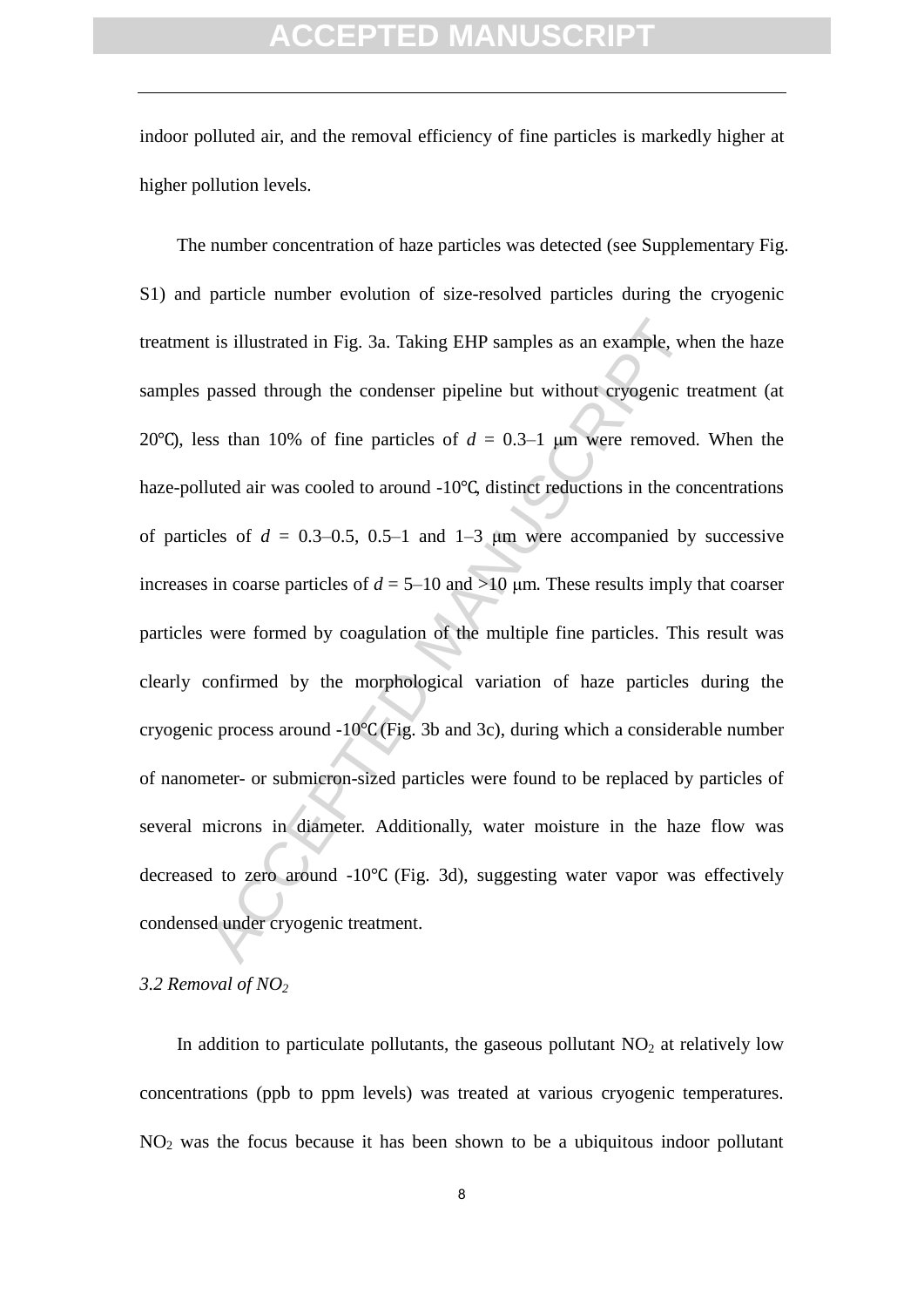indoor polluted air, and the removal efficiency of fine particles is markedly higher at higher pollution levels.

The number concentration of haze particles was detected (see Supplementary Fig. S1) and particle number evolution of size-resolved particles during the cryogenic treatment is illustrated in Fig. 3a. Taking EHP samples as an example, when the haze samples passed through the condenser pipeline but without cryogenic treatment (at 20℃), less than 10% of fine particles of *d* = 0.3–1 μm were removed. When the haze-polluted air was cooled to around -10℃, distinct reductions in the concentrations of particles of *d* = 0.3–0.5, 0.5–1 and 1–3 μm were accompanied by successive increases in coarse particles of *d* = 5–10 and >10 μm. These results imply that coarser particles were formed by coagulation of the multiple fine particles. This result was clearly confirmed by the morphological variation of haze particles during the cryogenic process around -10℃ (Fig. 3b and 3c), during which a considerable number of nanometer- or submicron-sized particles were found to be replaced by particles of several microns in diameter. Additionally, water moisture in the haze flow was decreased to zero around -10℃ (Fig. 3d), suggesting water vapor was effectively condensed under cryogenic treatment.

### *3.2 Removal of $NO_2$*

In addition to particulate pollutants, the gaseous pollutant $NO_2$ at relatively low concentrations (ppb to ppm levels) was treated at various cryogenic temperatures. $NO_2$ was the focus because it has been shown to be a ubiquitous indoor pollutant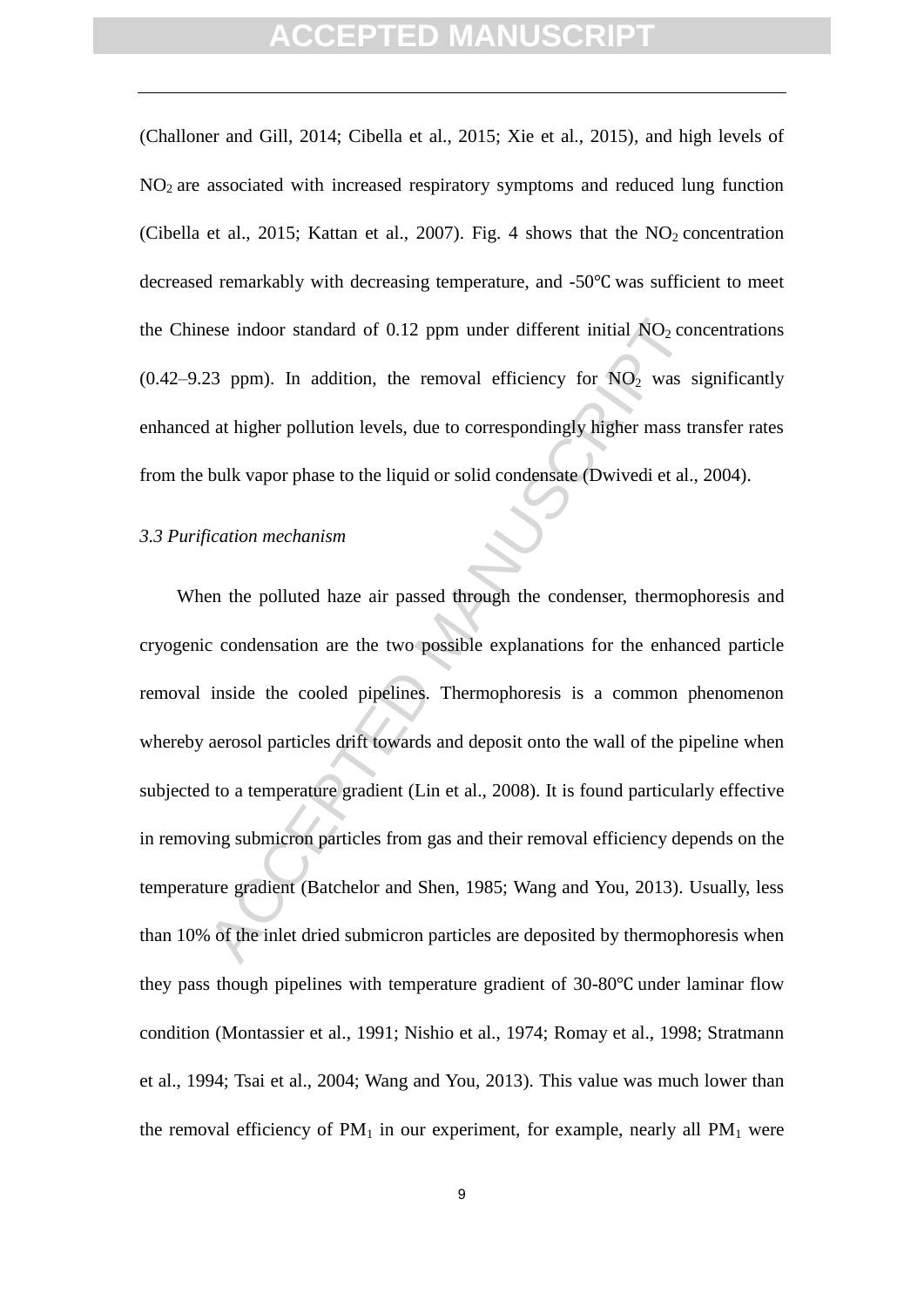(Challoner and Gill, 2014; Cibella et al., 2015; Xie et al., 2015), and high levels of $NO_2$ are associated with increased respiratory symptoms and reduced lung function (Cibella et al., 2015; Kattan et al., 2007). Fig. 4 shows that the $NO_2$ concentration decreased remarkably with decreasing temperature, and -50℃ was sufficient to meet the Chinese indoor standard of 0.12 ppm under different initial $NO_2$ concentrations (0.42–9.23 ppm). In addition, the removal efficiency for $NO_2$ was significantly enhanced at higher pollution levels, due to correspondingly higher mass transfer rates from the bulk vapor phase to the liquid or solid condensate (Dwivedi et al., 2004).

### *3.3 Purification mechanism*

When the polluted haze air passed through the condenser, thermophoresis and cryogenic condensation are the two possible explanations for the enhanced particle removal inside the cooled pipelines. Thermophoresis is a common phenomenon whereby aerosol particles drift towards and deposit onto the wall of the pipeline when subjected to a temperature gradient (Lin et al., 2008). It is found particularly effective in removing submicron particles from gas and their removal efficiency depends on the temperature gradient (Batchelor and Shen, 1985; Wang and You, 2013). Usually, less than 10% of the inlet dried submicron particles are deposited by thermophoresis when they pass though pipelines with temperature gradient of 30-80℃ under laminar flow condition (Montassier et al., 1991; Nishio et al., 1974; Romay et al., 1998; Stratmann et al., 1994; Tsai et al., 2004; Wang and You, 2013). This value was much lower than the removal efficiency of $PM_1$ in our experiment, for example, nearly all $PM_1$ were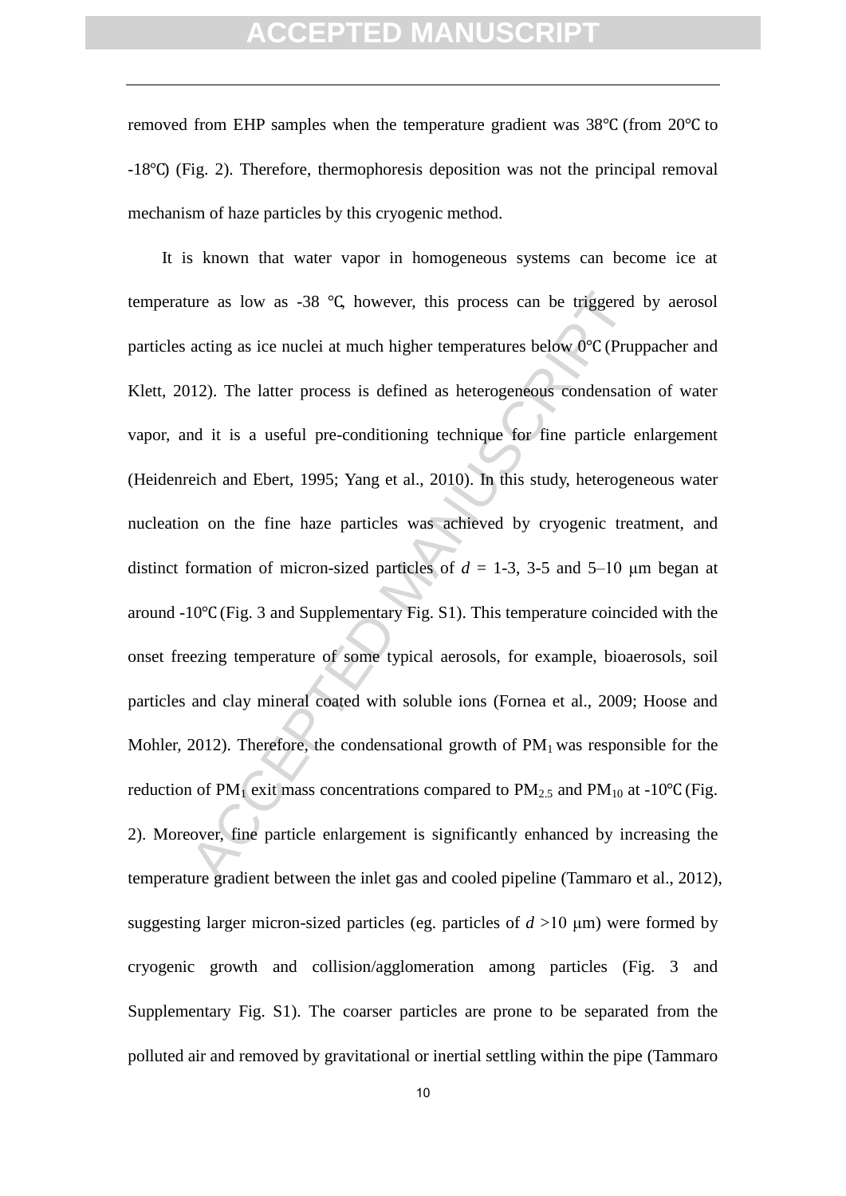removed from EHP samples when the temperature gradient was 38℃ (from 20℃ to -18℃) (Fig. 2). Therefore, thermophoresis deposition was not the principal removal mechanism of haze particles by this cryogenic method.

It is known that water vapor in homogeneous systems can become ice at temperature as low as -38 ℃, however, this process can be triggered by aerosol particles acting as ice nuclei at much higher temperatures below 0℃ (Pruppacher and Klett, 2012). The latter process is defined as heterogeneous condensation of water vapor, and it is a useful pre-conditioning technique for fine particle enlargement (Heidenreich and Ebert, 1995; Yang et al., 2010). In this study, heterogeneous water nucleation on the fine haze particles was achieved by cryogenic treatment, and distinct formation of micron-sized particles of $d$ = 1-3, 3-5 and 5–10 μm began at around -10℃ (Fig. 3 and Supplementary Fig. S1). This temperature coincided with the onset freezing temperature of some typical aerosols, for example, bioaerosols, soil particles and clay mineral coated with soluble ions (Fornea et al., 2009; Hoose and Mohler, 2012). Therefore, the condensational growth of $PM_1$ was responsible for the reduction of $PM_1$ exit mass concentrations compared to $PM_{2.5}$ and $PM_{10}$ at -10℃ (Fig. 2). Moreover, fine particle enlargement is significantly enhanced by increasing the temperature gradient between the inlet gas and cooled pipeline (Tammaro et al., 2012), suggesting larger micron-sized particles (eg. particles of $d$ >10 μm) were formed by cryogenic growth and collision/agglomeration among particles (Fig. 3 and Supplementary Fig. S1). The coarser particles are prone to be separated from the polluted air and removed by gravitational or inertial settling within the pipe (Tammaro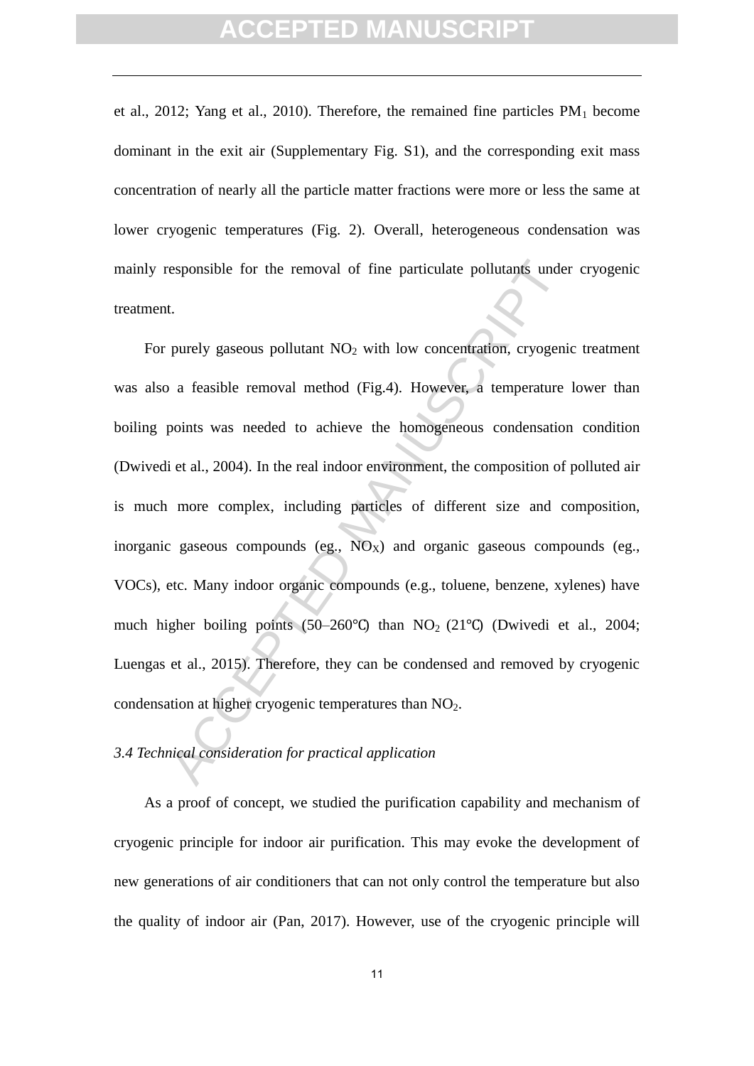et al., 2012; Yang et al., 2010). Therefore, the remained fine particles $PM_1$ become dominant in the exit air (Supplementary Fig. S1), and the corresponding exit mass concentration of nearly all the particle matter fractions were more or less the same at lower cryogenic temperatures (Fig. 2). Overall, heterogeneous condensation was mainly responsible for the removal of fine particulate pollutants under cryogenic treatment.

For purely gaseous pollutant $NO_2$ with low concentration, cryogenic treatment was also a feasible removal method (Fig.4). However, a temperature lower than boiling points was needed to achieve the homogeneous condensation condition (Dwivedi et al., 2004). In the real indoor environment, the composition of polluted air is much more complex, including particles of different size and composition, inorganic gaseous compounds (eg., $NO_X$) and organic gaseous compounds (eg., VOCs), etc. Many indoor organic compounds (e.g., toluene, benzene, xylenes) have much higher boiling points (50–260℃) than $NO_2$ (21℃) (Dwivedi et al., 2004; Luengas et al., 2015). Therefore, they can be condensed and removed by cryogenic condensation at higher cryogenic temperatures than $NO_2$.

### *3.4 Technical consideration for practical application*

As a proof of concept, we studied the purification capability and mechanism of cryogenic principle for indoor air purification. This may evoke the development of new generations of air conditioners that can not only control the temperature but also the quality of indoor air (Pan, 2017). However, use of the cryogenic principle will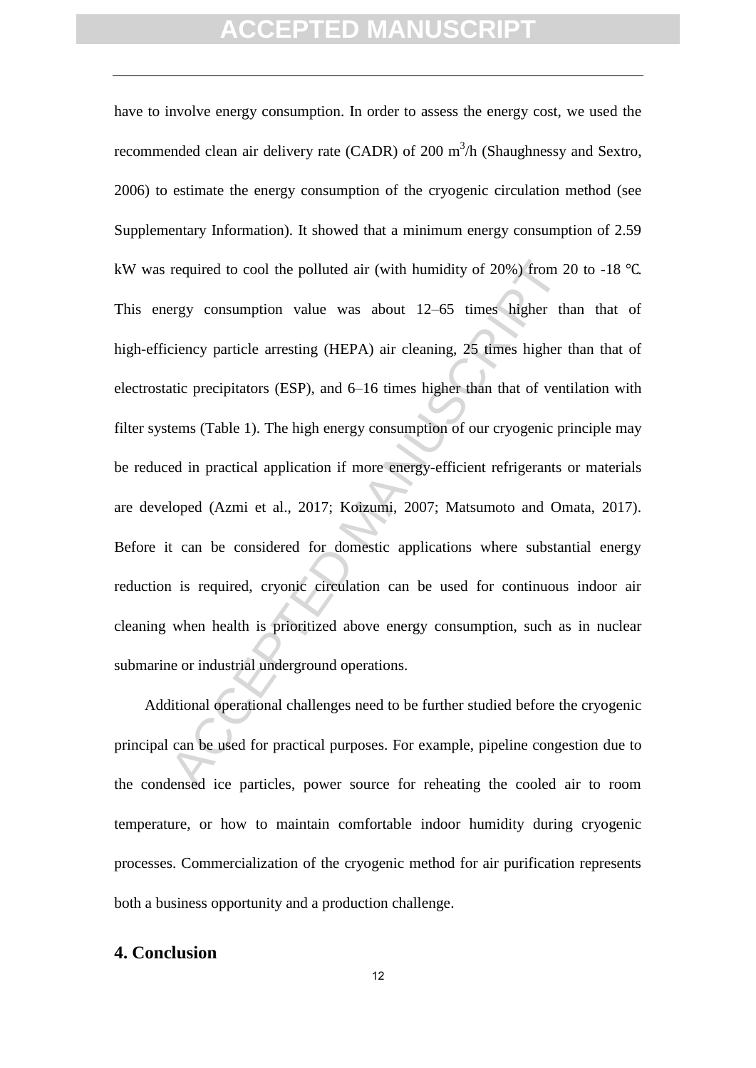have to involve energy consumption. In order to assess the energy cost, we used the recommended clean air delivery rate (CADR) of 200 $m^3$/h (Shaughnessy and Sextro, 2006) to estimate the energy consumption of the cryogenic circulation method (see Supplementary Information). It showed that a minimum energy consumption of 2.59 kW was required to cool the polluted air (with humidity of 20%) from 20 to -18 ℃. This energy consumption value was about 12–65 times higher than that of high-efficiency particle arresting (HEPA) air cleaning, 25 times higher than that of electrostatic precipitators (ESP), and 6–16 times higher than that of ventilation with filter systems (Table 1). The high energy consumption of our cryogenic principle may be reduced in practical application if more energy-efficient refrigerants or materials are developed (Azmi et al., 2017; Koizumi, 2007; Matsumoto and Omata, 2017). Before it can be considered for domestic applications where substantial energy reduction is required, cryonic circulation can be used for continuous indoor air cleaning when health is prioritized above energy consumption, such as in nuclear submarine or industrial underground operations.

Additional operational challenges need to be further studied before the cryogenic principal can be used for practical purposes. For example, pipeline congestion due to the condensed ice particles, power source for reheating the cooled air to room temperature, or how to maintain comfortable indoor humidity during cryogenic processes. Commercialization of the cryogenic method for air purification represents both a business opportunity and a production challenge.

## 4. Conclusion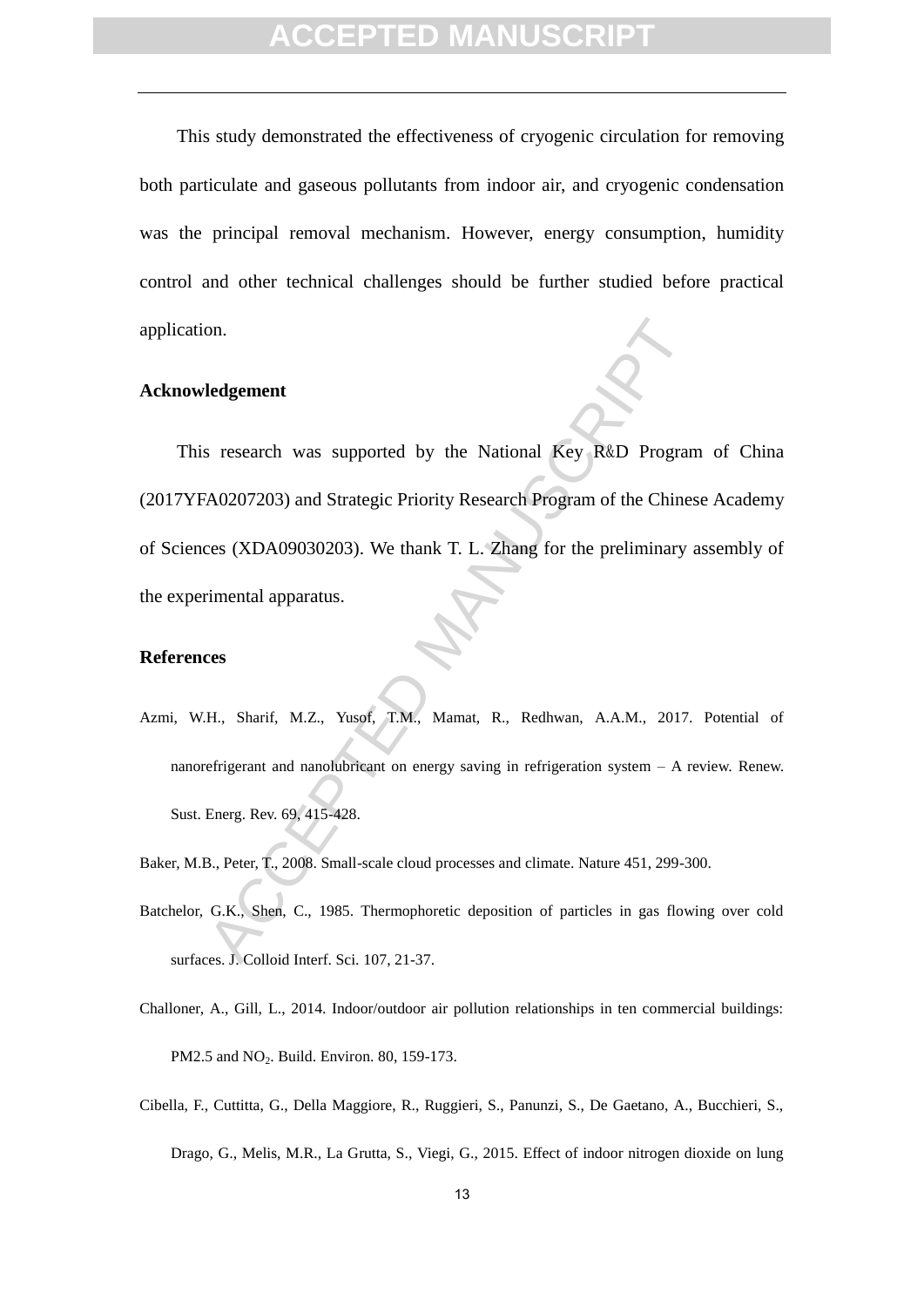This study demonstrated the effectiveness of cryogenic circulation for removing both particulate and gaseous pollutants from indoor air, and cryogenic condensation was the principal removal mechanism. However, energy consumption, humidity control and other technical challenges should be further studied before practical application.

## Acknowledgement

This research was supported by the National Key R&D Program of China (2017YFA0207203) and Strategic Priority Research Program of the Chinese Academy of Sciences (XDA09030203). We thank T. L. Zhang for the preliminary assembly of the experimental apparatus.

## References

Azmi, W.H., Sharif, M.Z., Yusof, T.M., Mamat, R., Redhwan, A.A.M., 2017. Potential of nanorefrigerant and nanolubricant on energy saving in refrigeration system – A review. Renew. Sust. Energ. Rev. 69, 415-428.

Baker, M.B., Peter, T., 2008. Small-scale cloud processes and climate. Nature 451, 299-300.

Batchelor, G.K., Shen, C., 1985. Thermophoretic deposition of particles in gas flowing over cold surfaces. J. Colloid Interf. Sci. 107, 21-37.

Challoner, A., Gill, L., 2014. Indoor/outdoor air pollution relationships in ten commercial buildings: PM2.5 and $NO_2$. Build. Environ. 80, 159-173.

Cibella, F., Cuttitta, G., Della Maggiore, R., Ruggieri, S., Panunzi, S., De Gaetano, A., Bucchieri, S., Drago, G., Melis, M.R., La Grutta, S., Viegi, G., 2015. Effect of indoor nitrogen dioxide on lung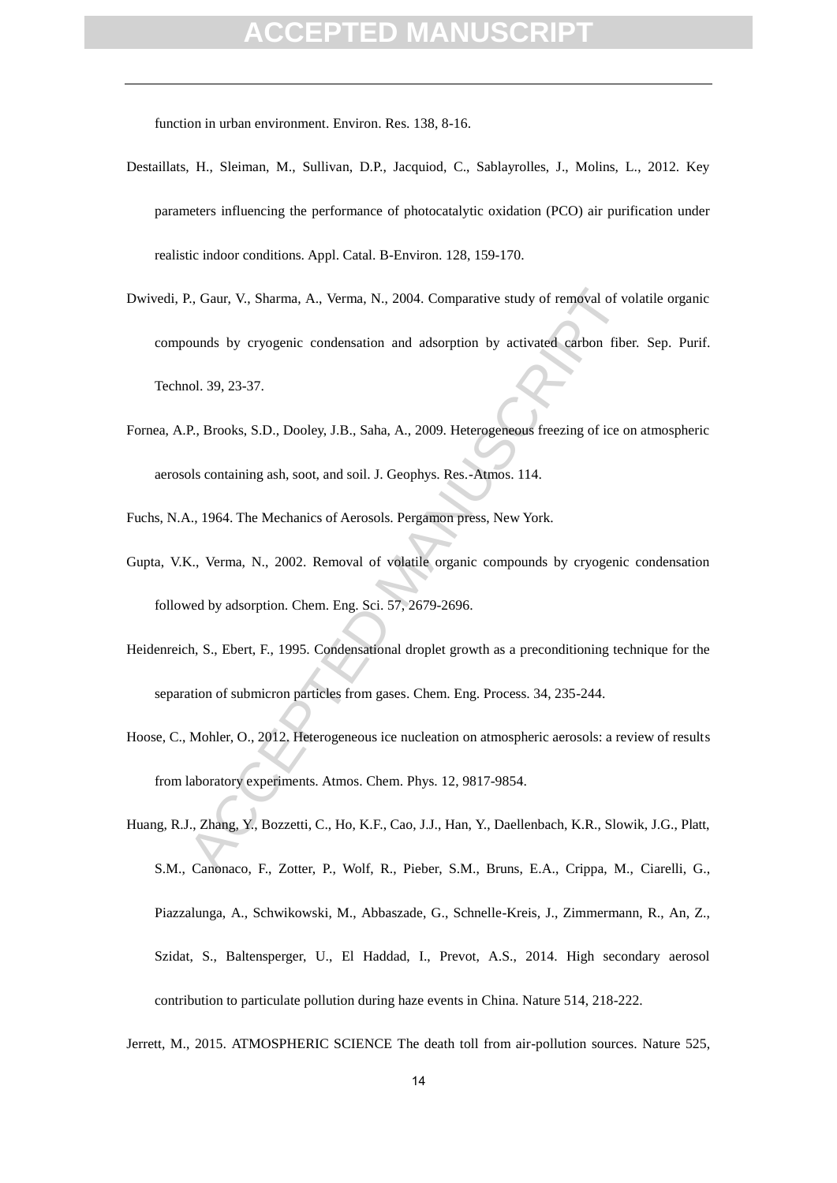function in urban environment. Environ. Res. 138, 8-16.

Destaillats, H., Sleiman, M., Sullivan, D.P., Jacquiod, C., Sablayrolles, J., Molins, L., 2012. Key parameters influencing the performance of photocatalytic oxidation (PCO) air purification under realistic indoor conditions. Appl. Catal. B-Environ. 128, 159-170.

Dwivedi, P., Gaur, V., Sharma, A., Verma, N., 2004. Comparative study of removal of volatile organic compounds by cryogenic condensation and adsorption by activated carbon fiber. Sep. Purif. Technol. 39, 23-37.

Fornea, A.P., Brooks, S.D., Dooley, J.B., Saha, A., 2009. Heterogeneous freezing of ice on atmospheric aerosols containing ash, soot, and soil. J. Geophys. Res.-Atmos. 114.

Fuchs, N.A., 1964. The Mechanics of Aerosols. Pergamon press, New York.

Gupta, V.K., Verma, N., 2002. Removal of volatile organic compounds by cryogenic condensation followed by adsorption. Chem. Eng. Sci. 57, 2679-2696.

Heidenreich, S., Ebert, F., 1995. Condensational droplet growth as a preconditioning technique for the separation of submicron particles from gases. Chem. Eng. Process. 34, 235-244.

Hoose, C., Mohler, O., 2012. Heterogeneous ice nucleation on atmospheric aerosols: a review of results from laboratory experiments. Atmos. Chem. Phys. 12, 9817-9854.

Huang, R.J., Zhang, Y., Bozzetti, C., Ho, K.F., Cao, J.J., Han, Y., Daellenbach, K.R., Slowik, J.G., Platt, S.M., Canonaco, F., Zotter, P., Wolf, R., Pieber, S.M., Bruns, E.A., Crippa, M., Ciarelli, G., Piazzalunga, A., Schwikowski, M., Abbaszade, G., Schnelle-Kreis, J., Zimmermann, R., An, Z., Szidat, S., Baltensperger, U., El Haddad, I., Prevot, A.S., 2014. High secondary aerosol contribution to particulate pollution during haze events in China. Nature 514, 218-222.

Jerrett, M., 2015. ATMOSPHERIC SCIENCE The death toll from air-pollution sources. Nature 525,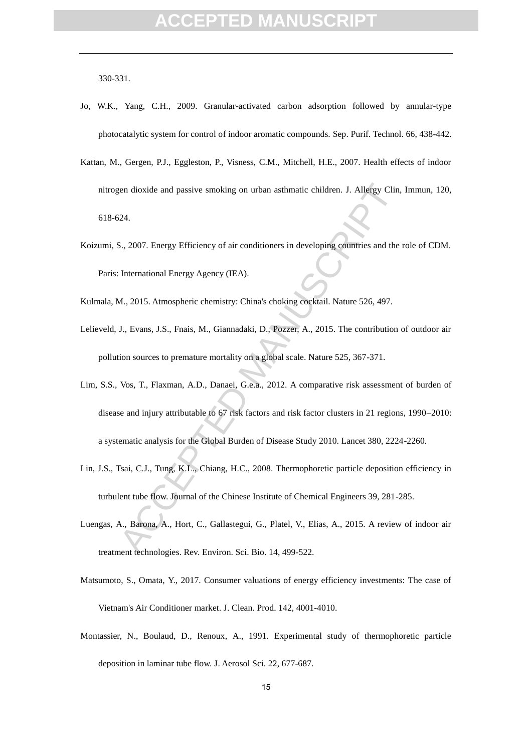330-331.

Jo, W.K., Yang, C.H., 2009. Granular-activated carbon adsorption followed by annular-type photocatalytic system for control of indoor aromatic compounds. Sep. Purif. Technol. 66, 438-442.

Kattan, M., Gergen, P.J., Eggleston, P., Visness, C.M., Mitchell, H.E., 2007. Health effects of indoor nitrogen dioxide and passive smoking on urban asthmatic children. J. Allergy Clin, Immun, 120, 618-624.

Koizumi, S., 2007. Energy Efficiency of air conditioners in developing countries and the role of CDM. Paris: International Energy Agency (IEA).

Kulmala, M., 2015. Atmospheric chemistry: China's choking cocktail. Nature 526, 497.

Lelieveld, J., Evans, J.S., Fnais, M., Giannadaki, D., Pozzer, A., 2015. The contribution of outdoor air pollution sources to premature mortality on a global scale. Nature 525, 367-371.

Lim, S.S., Vos, T., Flaxman, A.D., Danaei, G.e.a., 2012. A comparative risk assessment of burden of disease and injury attributable to 67 risk factors and risk factor clusters in 21 regions, 1990–2010: a systematic analysis for the Global Burden of Disease Study 2010. Lancet 380, 2224-2260.

Lin, J.S., Tsai, C.J., Tung, K.L., Chiang, H.C., 2008. Thermophoretic particle deposition efficiency in turbulent tube flow. Journal of the Chinese Institute of Chemical Engineers 39, 281-285.

Luengas, A., Barona, A., Hort, C., Gallastegui, G., Platel, V., Elias, A., 2015. A review of indoor air treatment technologies. Rev. Environ. Sci. Bio. 14, 499-522.

Matsumoto, S., Omata, Y., 2017. Consumer valuations of energy efficiency investments: The case of Vietnam's Air Conditioner market. J. Clean. Prod. 142, 4001-4010.

Montassier, N., Boulaud, D., Renoux, A., 1991. Experimental study of thermophoretic particle deposition in laminar tube flow. J. Aerosol Sci. 22, 677-687.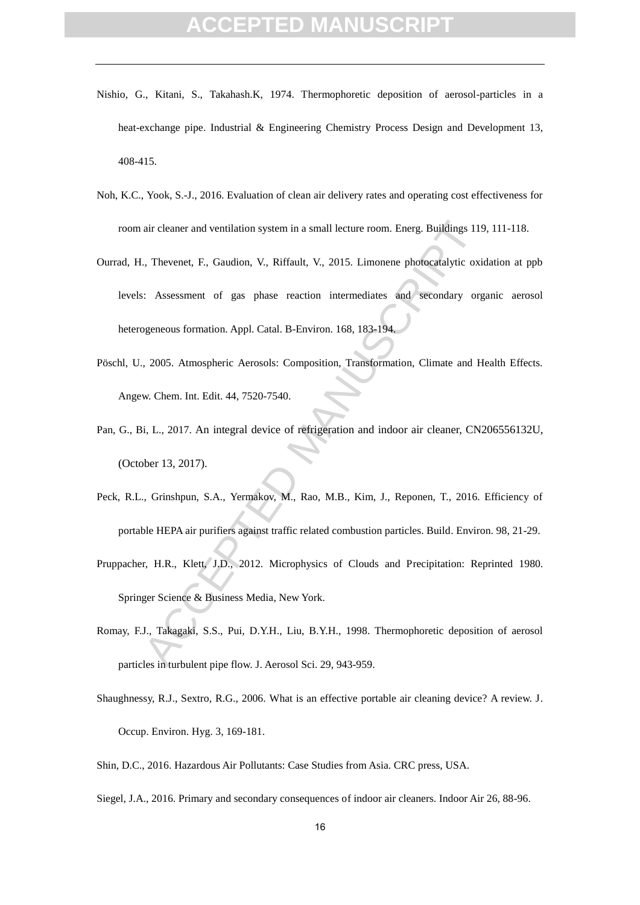Nishio, G., Kitani, S., Takahash.K, 1974. Thermophoretic deposition of aerosol-particles in a heat-exchange pipe. Industrial & Engineering Chemistry Process Design and Development 13, 408-415.

Noh, K.C., Yook, S.-J., 2016. Evaluation of clean air delivery rates and operating cost effectiveness for room air cleaner and ventilation system in a small lecture room. Energ. Buildings 119, 111-118.

Ourrad, H., Thevenet, F., Gaudion, V., Riffault, V., 2015. Limonene photocatalytic oxidation at ppb levels: Assessment of gas phase reaction intermediates and secondary organic aerosol heterogeneous formation. Appl. Catal. B-Environ. 168, 183-194.

Pöschl, U., 2005. Atmospheric Aerosols: Composition, Transformation, Climate and Health Effects. Angew. Chem. Int. Edit. 44, 7520-7540.

Pan, G., Bi, L., 2017. An integral device of refrigeration and indoor air cleaner, CN206556132U, (October 13, 2017).

Peck, R.L., Grinshpun, S.A., Yermakov, M., Rao, M.B., Kim, J., Reponen, T., 2016. Efficiency of portable HEPA air purifiers against traffic related combustion particles. Build. Environ. 98, 21-29.

Pruppacher, H.R., Klett, J.D., 2012. Microphysics of Clouds and Precipitation: Reprinted 1980. Springer Science & Business Media, New York.

Romay, F.J., Takagaki, S.S., Pui, D.Y.H., Liu, B.Y.H., 1998. Thermophoretic deposition of aerosol particles in turbulent pipe flow. J. Aerosol Sci. 29, 943-959.

Shaughnessy, R.J., Sextro, R.G., 2006. What is an effective portable air cleaning device? A review. J. Occup. Environ. Hyg. 3, 169-181.

Shin, D.C., 2016. Hazardous Air Pollutants: Case Studies from Asia. CRC press, USA.

Siegel, J.A., 2016. Primary and secondary consequences of indoor air cleaners. Indoor Air 26, 88-96.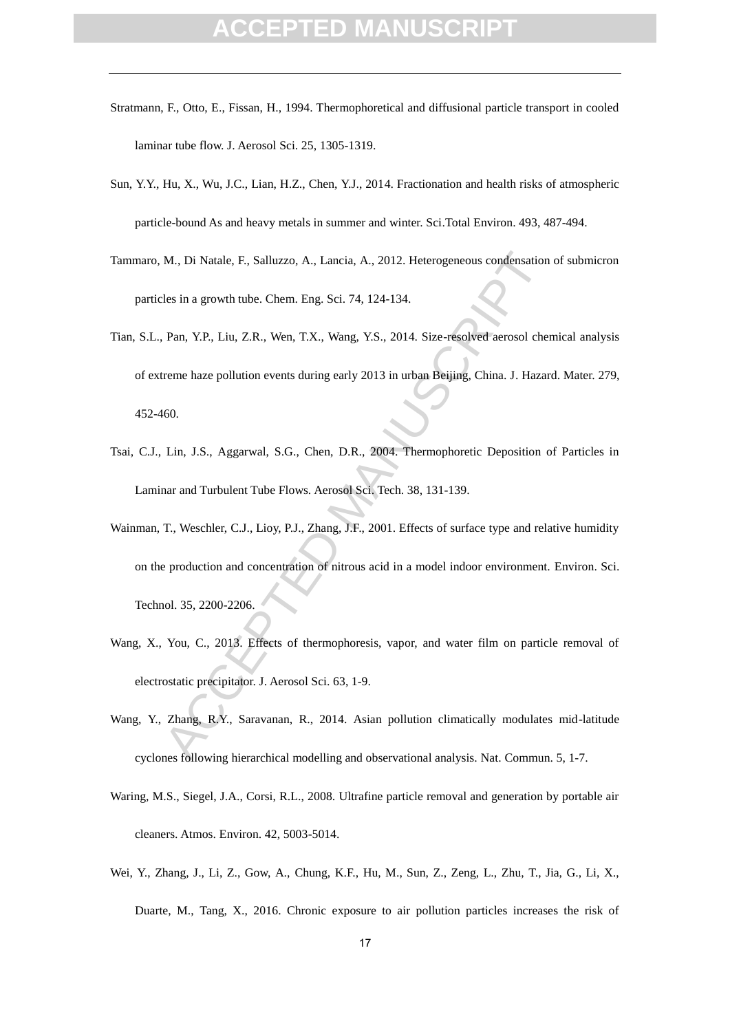Stratmann, F., Otto, E., Fissan, H., 1994. Thermophoretical and diffusional particle transport in cooled laminar tube flow. J. Aerosol Sci. 25, 1305-1319.

Sun, Y.Y., Hu, X., Wu, J.C., Lian, H.Z., Chen, Y.J., 2014. Fractionation and health risks of atmospheric particle-bound As and heavy metals in summer and winter. Sci.Total Environ. 493, 487-494.

Tammaro, M., Di Natale, F., Salluzzo, A., Lancia, A., 2012. Heterogeneous condensation of submicron particles in a growth tube. Chem. Eng. Sci. 74, 124-134.

Tian, S.L., Pan, Y.P., Liu, Z.R., Wen, T.X., Wang, Y.S., 2014. Size-resolved aerosol chemical analysis of extreme haze pollution events during early 2013 in urban Beijing, China. J. Hazard. Mater. 279, 452-460.

Tsai, C.J., Lin, J.S., Aggarwal, S.G., Chen, D.R., 2004. Thermophoretic Deposition of Particles in Laminar and Turbulent Tube Flows. Aerosol Sci. Tech. 38, 131-139.

Wainman, T., Weschler, C.J., Lioy, P.J., Zhang, J.F., 2001. Effects of surface type and relative humidity on the production and concentration of nitrous acid in a model indoor environment. Environ. Sci. Technol. 35, 2200-2206.

Wang, X., You, C., 2013. Effects of thermophoresis, vapor, and water film on particle removal of electrostatic precipitator. J. Aerosol Sci. 63, 1-9.

Wang, Y., Zhang, R.Y., Saravanan, R., 2014. Asian pollution climatically modulates mid-latitude cyclones following hierarchical modelling and observational analysis. Nat. Commun. 5, 1-7.

Waring, M.S., Siegel, J.A., Corsi, R.L., 2008. Ultrafine particle removal and generation by portable air cleaners. Atmos. Environ. 42, 5003-5014.

Wei, Y., Zhang, J., Li, Z., Gow, A., Chung, K.F., Hu, M., Sun, Z., Zeng, L., Zhu, T., Jia, G., Li, X., Duarte, M., Tang, X., 2016. Chronic exposure to air pollution particles increases the risk of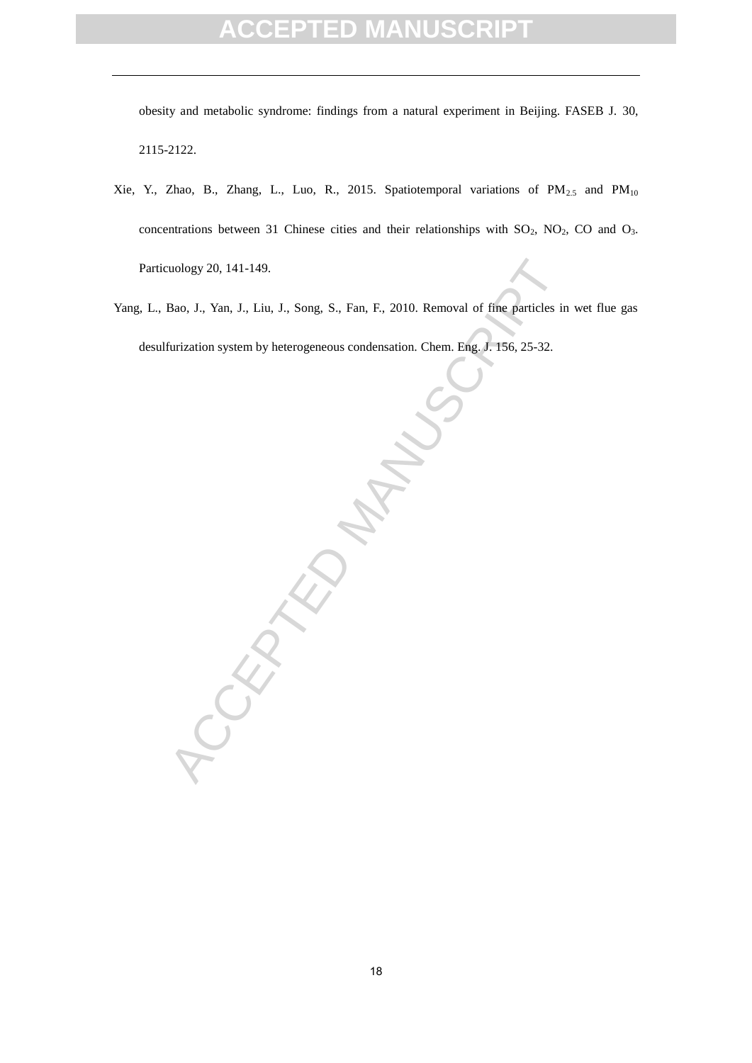obesity and metabolic syndrome: findings from a natural experiment in Beijing. FASEB J. 30, 2115-2122.

Xie, Y., Zhao, B., Zhang, L., Luo, R., 2015. Spatiotemporal variations of $PM_{2.5}$ and $PM_{10}$ concentrations between 31 Chinese cities and their relationships with $SO_2$, $NO_2$, CO and $O_3$. Particuology 20, 141-149.

Yang, L., Bao, J., Yan, J., Liu, J., Song, S., Fan, F., 2010. Removal of fine particles in wet flue gas desulfurization system by heterogeneous condensation. Chem. Eng. J. 156, 25-32.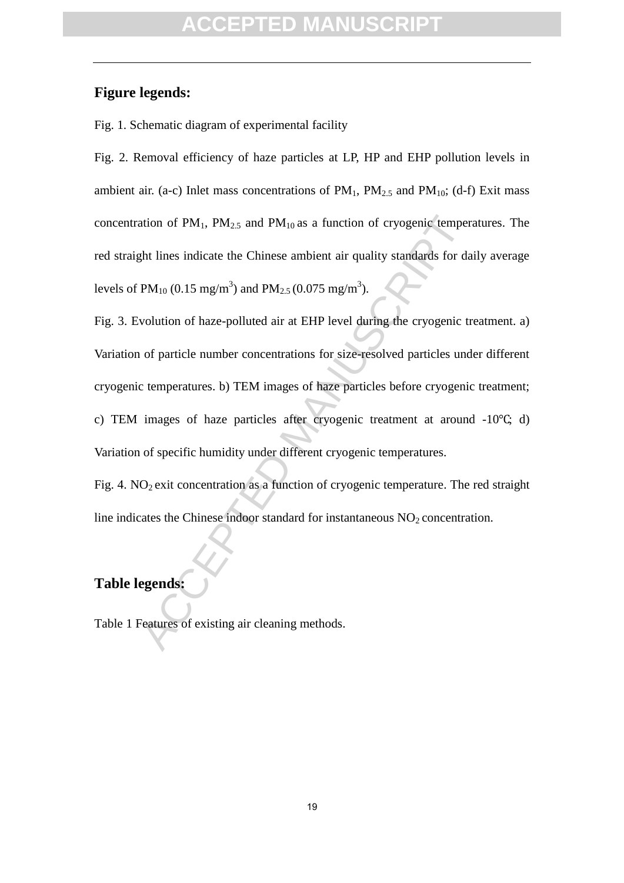## Figure legends:

Fig. 1. Schematic diagram of experimental facility

Fig. 2. Removal efficiency of haze particles at LP, HP and EHP pollution levels in ambient air. (a-c) Inlet mass concentrations of $PM_1$, $PM_{2.5}$ and $PM_{10}$; (d-f) Exit mass concentration of $PM_1$, $PM_{2.5}$ and $PM_{10}$ as a function of cryogenic temperatures. The red straight lines indicate the Chinese ambient air quality standards for daily average levels of $PM_{10}$ (0.15 mg/m$^3$) and $PM_{2.5}$ (0.075 mg/m$^3$).

Fig. 3. Evolution of haze-polluted air at EHP level during the cryogenic treatment. a) Variation of particle number concentrations for size-resolved particles under different cryogenic temperatures. b) TEM images of haze particles before cryogenic treatment; c) TEM images of haze particles after cryogenic treatment at around -10℃; d) Variation of specific humidity under different cryogenic temperatures.

Fig. 4. $NO_2$ exit concentration as a function of cryogenic temperature. The red straight line indicates the Chinese indoor standard for instantaneous $NO_2$ concentration.

## Table legends:

Table 1 Features of existing air cleaning methods.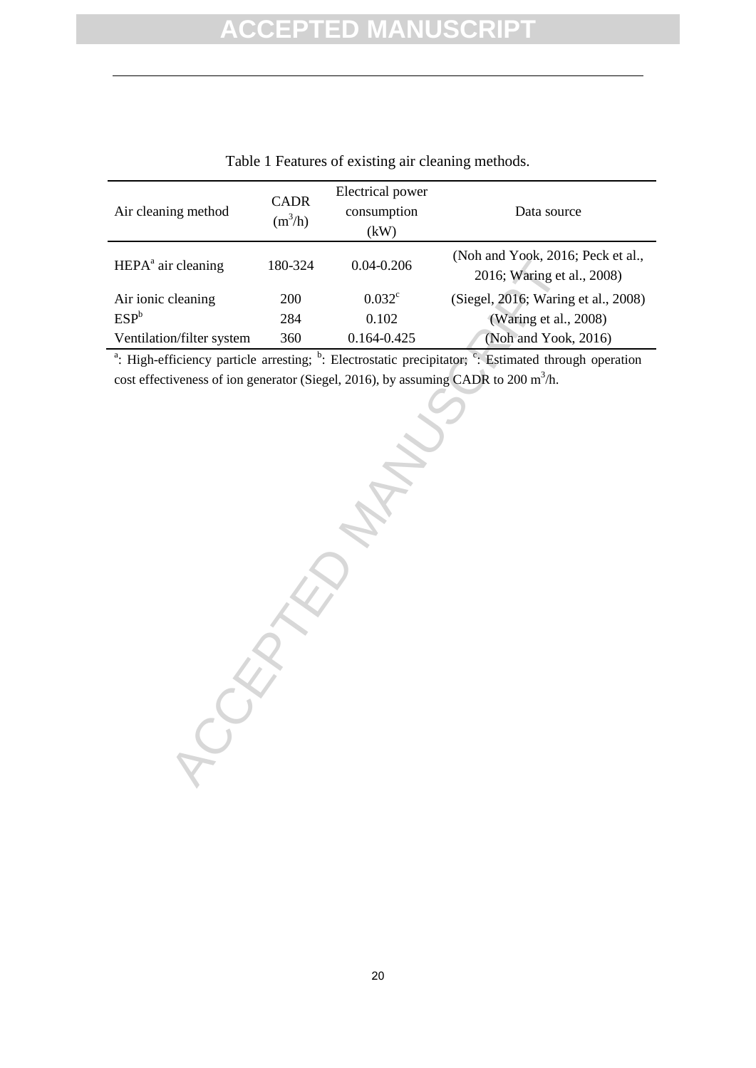Table 1 Features of existing air cleaning methods.

| Air cleaning method | CADR ($m^3$/h) | Electrical power consumption (kW) | Data source |
|---|---|---|---|
| HEPA[a] air cleaning | 180-324 | 0.04-0.206 | (Noh and Yook, 2016; Peck et al., 2016; Waring et al., 2008) |
| Air ionic cleaning | 200 | 0.032[c] | (Siegel, 2016; Waring et al., 2008) |
| ESP[b] | 284 | 0.102 | (Waring et al., 2008) |
| Ventilation/filter system | 360 | 0.164-0.425 | (Noh and Yook, 2016) |

[a]: High-efficiency particle arresting; [b]: Electrostatic precipitator; [c]: Estimated through operation cost effectiveness of ion generator (Siegel, 2016), by assuming CADR to 200 $m^3$/h.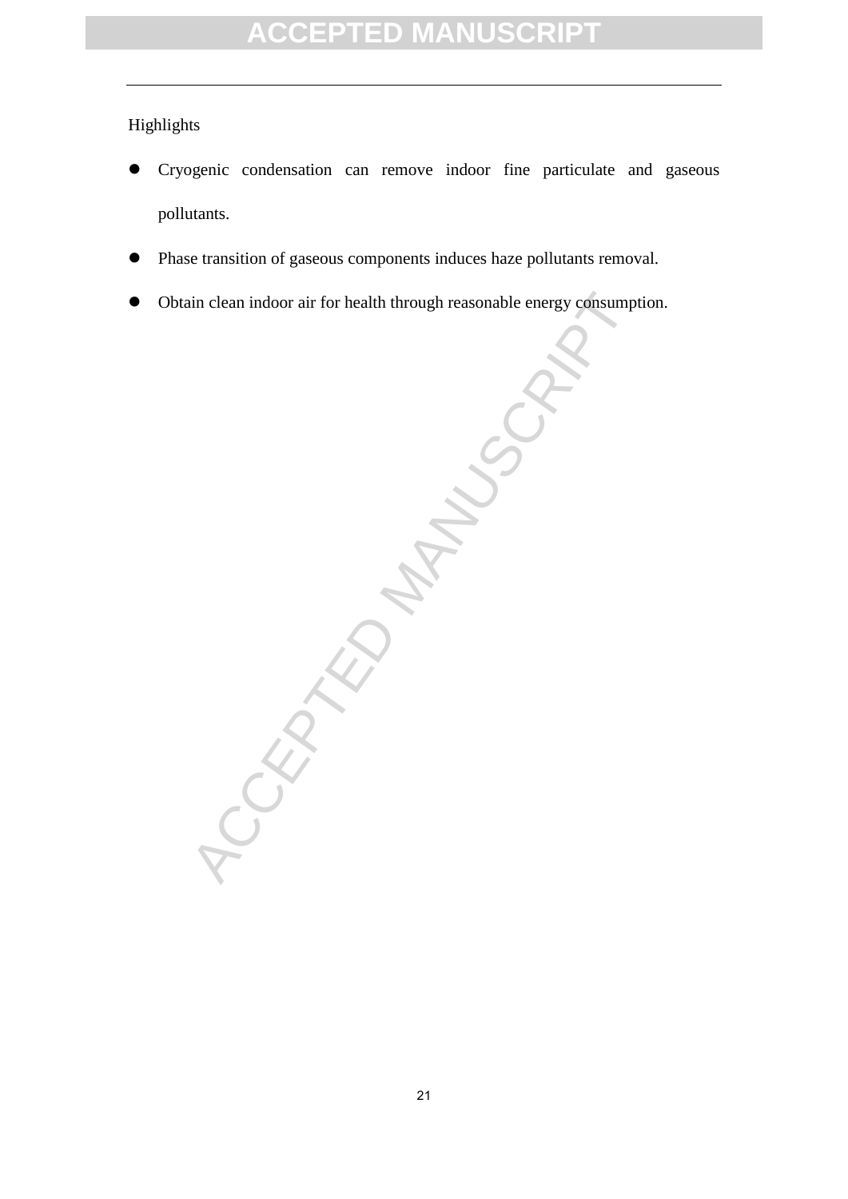Highlights

- Cryogenic condensation can remove indoor fine particulate and gaseous pollutants.
- Phase transition of gaseous components induces haze pollutants removal.
- Obtain clean indoor air for health through reasonable energy consumption.